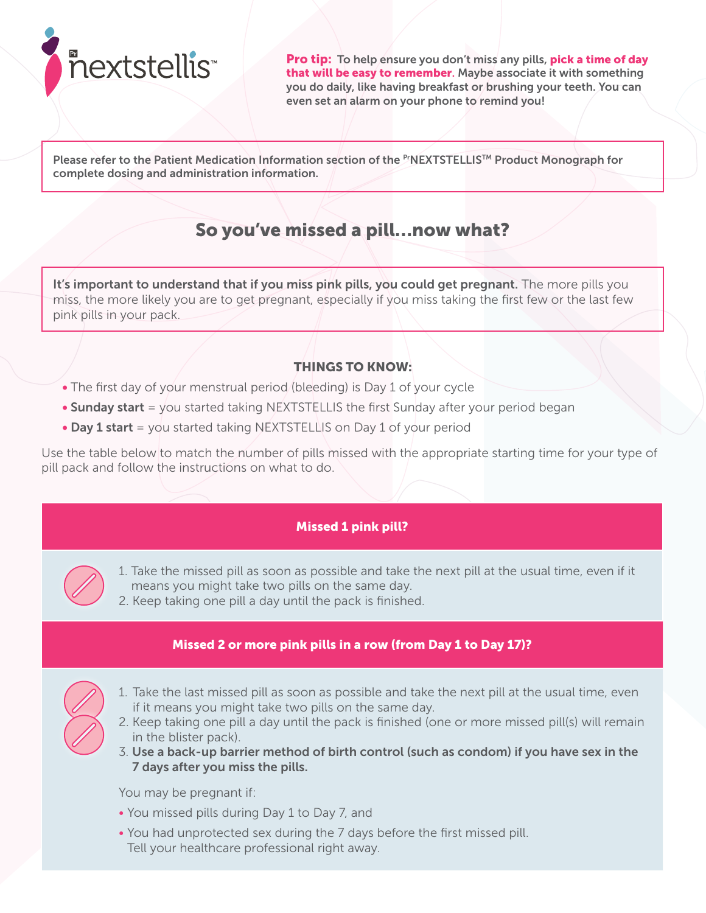# Pr nextstellis™

**Pro tip:** To help ensure you don't miss any pills, **pick a time of day that will be easy to remember**. Maybe associate it with something you do daily, like having breakfast or brushing your teeth. You can even set an alarm on your phone to remind you!

**Please refer to the Patient Medication Information section of the PrNEXTSTELLIS™ Product Monograph for complete dosing and administration information.**

## So you've missed a pill…now what?

**It's important to understand that if you miss pink pills, you could get pregnant.** The more pills you miss, the more likely you are to get pregnant, especially if you miss taking the first few or the last few pink pills in your pack.

### THINGS TO KNOW:

- The first day of your menstrual period (bleeding) is Day 1 of your cycle
- **Sunday start** = you started taking NEXTSTELLIS the first Sunday after your period began
- **Day 1 start** = you started taking NEXTSTELLIS on Day 1 of your period

Use the table below to match the number of pills missed with the appropriate starting time for your type of pill pack and follow the instructions on what to do.

### Missed 1 pink pill?

1. Take the missed pill as soon as possible and take the next pill at the usual time, even if it means you might take two pills on the same day.
2. Keep taking one pill a day until the pack is finished.

### Missed 2 or more pink pills in a row (from Day 1 to Day 17)?

1. Take the last missed pill as soon as possible and take the next pill at the usual time, even if it means you might take two pills on the same day.
2. Keep taking one pill a day until the pack is finished (one or more missed pill(s) will remain in the blister pack).
3. **Use a back-up barrier method of birth control (such as condom) if you have sex in the 7 days after you miss the pills.**

You may be pregnant if:

- You missed pills during Day 1 to Day 7, and
- You had unprotected sex during the 7 days before the first missed pill. Tell your healthcare professional right away.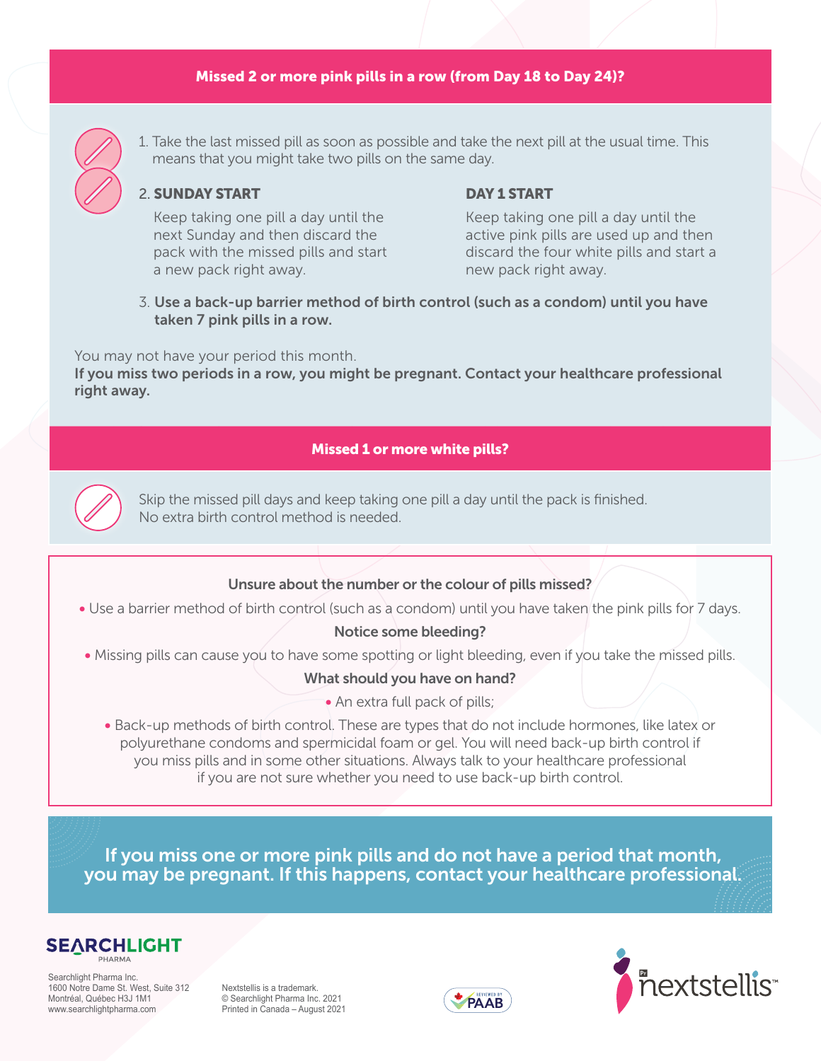## Missed 2 or more pink pills in a row (from Day 18 to Day 24)?

1. Take the last missed pill as soon as possible and take the next pill at the usual time. This means that you might take two pills on the same day.
2. **SUNDAY START**

   Keep taking one pill a day until the next Sunday and then discard the pack with the missed pills and start a new pack right away.

   **DAY 1 START**

   Keep taking one pill a day until the active pink pills are used up and then discard the four white pills and start a new pack right away.
3. **Use a back-up barrier method of birth control (such as a condom) until you have taken 7 pink pills in a row.**

You may not have your period this month.
**If you miss two periods in a row, you might be pregnant. Contact your healthcare professional right away.**

## Missed 1 or more white pills?

Skip the missed pill days and keep taking one pill a day until the pack is finished.
No extra birth control method is needed.

**Unsure about the number or the colour of pills missed?**

- Use a barrier method of birth control (such as a condom) until you have taken the pink pills for 7 days.

**Notice some bleeding?**

- Missing pills can cause you to have some spotting or light bleeding, even if you take the missed pills.

**What should you have on hand?**

- An extra full pack of pills;
- Back-up methods of birth control. These are types that do not include hormones, like latex or polyurethane condoms and spermicidal foam or gel. You will need back-up birth control if you miss pills and in some other situations. Always talk to your healthcare professional if you are not sure whether you need to use back-up birth control.

**If you miss one or more pink pills and do not have a period that month, you may be pregnant. If this happens, contact your healthcare professional.**

SEARCHLIGHT PHARMA

Searchlight Pharma Inc.
1600 Notre Dame St. West, Suite 312
Montréal, Québec H3J 1M1
www.searchlightpharma.com

Nextstellis is a trademark.
© Searchlight Pharma Inc. 2021
Printed in Canada – August 2021

REVIEWED BY PAAB

Pr nextstellis™